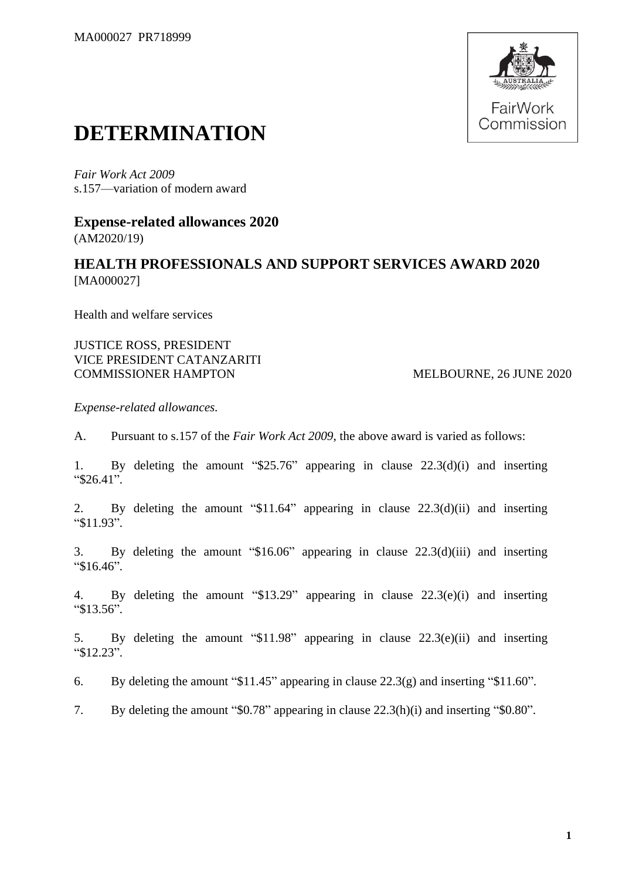MA000027 PR718999

# DETERMINATION

*Fair Work Act 2009*
s.157—variation of modern award

## Expense-related allowances 2020
(AM2020/19)

## HEALTH PROFESSIONALS AND SUPPORT SERVICES AWARD 2020
[MA000027]

Health and welfare services

JUSTICE ROSS, PRESIDENT
VICE PRESIDENT CATANZARITI
COMMISSIONER HAMPTON MELBOURNE, 26 JUNE 2020

*Expense-related allowances.*

A. Pursuant to s.157 of the *Fair Work Act 2009*, the above award is varied as follows:

1. By deleting the amount "$25.76" appearing in clause 22.3(d)(i) and inserting "$26.41".

2. By deleting the amount "$11.64" appearing in clause 22.3(d)(ii) and inserting "$11.93".

3. By deleting the amount "$16.06" appearing in clause 22.3(d)(iii) and inserting "$16.46".

4. By deleting the amount "$13.29" appearing in clause 22.3(e)(i) and inserting "$13.56".

5. By deleting the amount "$11.98" appearing in clause 22.3(e)(ii) and inserting "$12.23".

6. By deleting the amount "$11.45" appearing in clause 22.3(g) and inserting "$11.60".

7. By deleting the amount "$0.78" appearing in clause 22.3(h)(i) and inserting "$0.80".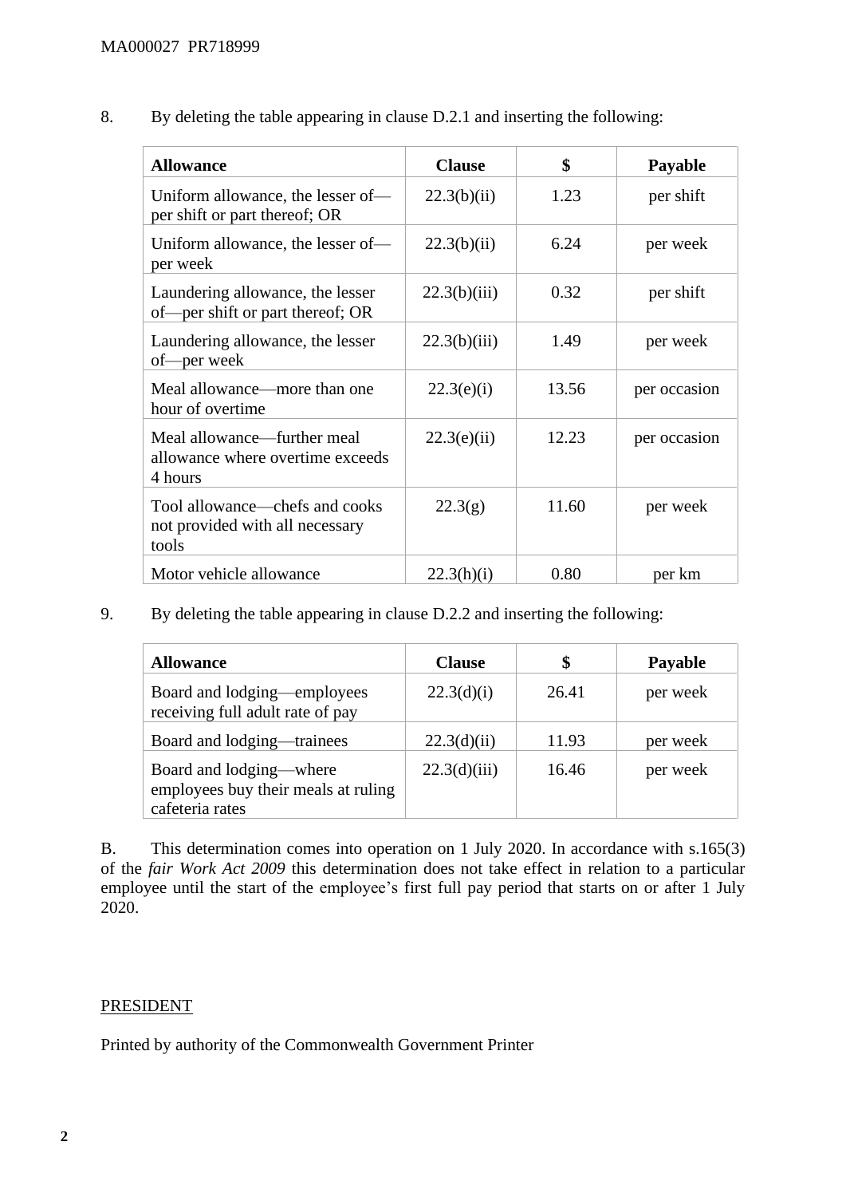8. By deleting the table appearing in clause D.2.1 and inserting the following:

| **Allowance** | **Clause** | **$** | **Payable** |
|---|---|---|---|
| Uniform allowance, the lesser of—per shift or part thereof; OR | 22.3(b)(ii) | 1.23 | per shift |
| Uniform allowance, the lesser of—per week | 22.3(b)(ii) | 6.24 | per week |
| Laundering allowance, the lesser of—per shift or part thereof; OR | 22.3(b)(iii) | 0.32 | per shift |
| Laundering allowance, the lesser of—per week | 22.3(b)(iii) | 1.49 | per week |
| Meal allowance—more than one hour of overtime | 22.3(e)(i) | 13.56 | per occasion |
| Meal allowance—further meal allowance where overtime exceeds 4 hours | 22.3(e)(ii) | 12.23 | per occasion |
| Tool allowance—chefs and cooks not provided with all necessary tools | 22.3(g) | 11.60 | per week |
| Motor vehicle allowance | 22.3(h)(i) | 0.80 | per km |

9. By deleting the table appearing in clause D.2.2 and inserting the following:

| **Allowance** | **Clause** | **$** | **Payable** |
|---|---|---|---|
| Board and lodging—employees receiving full adult rate of pay | 22.3(d)(i) | 26.41 | per week |
| Board and lodging—trainees | 22.3(d)(ii) | 11.93 | per week |
| Board and lodging—where employees buy their meals at ruling cafeteria rates | 22.3(d)(iii) | 16.46 | per week |

B. This determination comes into operation on 1 July 2020. In accordance with s.165(3) of the *fair Work Act 2009* this determination does not take effect in relation to a particular employee until the start of the employee's first full pay period that starts on or after 1 July 2020.

PRESIDENT

Printed by authority of the Commonwealth Government Printer